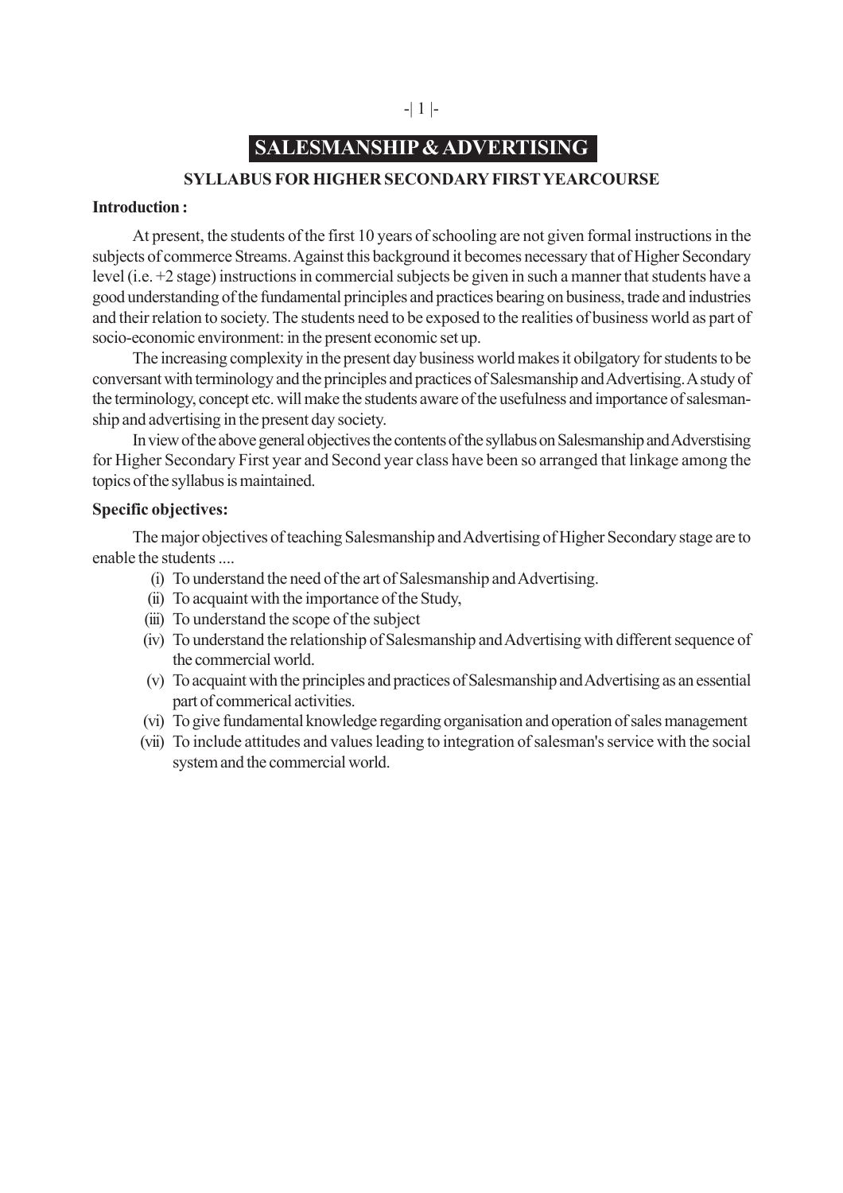# SALESMANSHIP & ADVERTISING

## SYLLABUS FOR HIGHER SECONDARY FIRST YEARCOURSE

**Introduction :**

At present, the students of the first 10 years of schooling are not given formal instructions in the subjects of commerce Streams. Against this background it becomes necessary that of Higher Secondary level (i.e. +2 stage) instructions in commercial subjects be given in such a manner that students have a good understanding of the fundamental principles and practices bearing on business, trade and industries and their relation to society. The students need to be exposed to the realities of business world as part of socio-economic environment: in the present economic set up.

The increasing complexity in the present day business world makes it obilgatory for students to be conversant with terminology and the principles and practices of Salesmanship and Advertising. A study of the terminology, concept etc. will make the students aware of the usefulness and importance of salesmanship and advertising in the present day society.

In view of the above general objectives the contents of the syllabus on Salesmanship and Adverstising for Higher Secondary First year and Second year class have been so arranged that linkage among the topics of the syllabus is maintained.

**Specific objectives:**

The major objectives of teaching Salesmanship and Advertising of Higher Secondary stage are to enable the students ....

(i) To understand the need of the art of Salesmanship and Advertising.

(ii) To acquaint with the importance of the Study,

(iii) To understand the scope of the subject

(iv) To understand the relationship of Salesmanship and Advertising with different sequence of the commercial world.

(v) To acquaint with the principles and practices of Salesmanship and Advertising as an essential part of commerical activities.

(vi) To give fundamental knowledge regarding organisation and operation of sales management

(vii) To include attitudes and values leading to integration of salesman's service with the social system and the commercial world.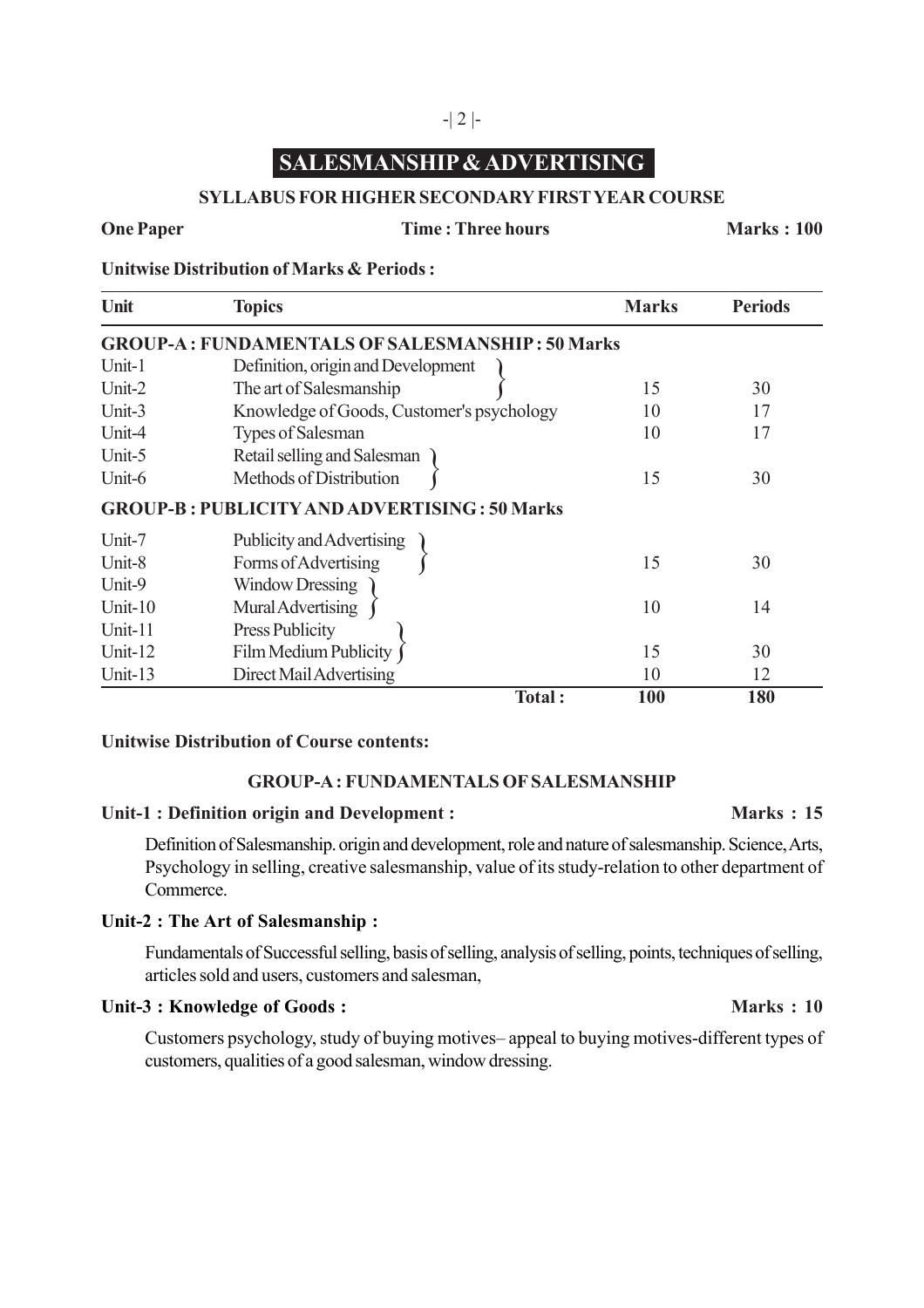# SALESMANSHIP & ADVERTISING

## SYLLABUS FOR HIGHER SECONDARY FIRST YEAR COURSE

**One Paper** | **Time : Three hours** | **Marks : 100**

**Unitwise Distribution of Marks & Periods :**

| Unit | Topics | Marks | Periods |
|---|---|---|---|
| **GROUP-A : FUNDAMENTALS OF SALESMANSHIP : 50 Marks** | | | |
| Unit-1 | Definition, origin and Development | | |
| Unit-2 | The art of Salesmanship | 15 | 30 |
| Unit-3 | Knowledge of Goods, Customer's psychology | 10 | 17 |
| Unit-4 | Types of Salesman | 10 | 17 |
| Unit-5 | Retail selling and Salesman | | |
| Unit-6 | Methods of Distribution | 15 | 30 |
| **GROUP-B : PUBLICITY AND ADVERTISING : 50 Marks** | | | |
| Unit-7 | Publicity and Advertising | | |
| Unit-8 | Forms of Advertising | 15 | 30 |
| Unit-9 | Window Dressing | | |
| Unit-10 | Mural Advertising | 10 | 14 |
| Unit-11 | Press Publicity | | |
| Unit-12 | Film Medium Publicity | 15 | 30 |
| Unit-13 | Direct Mail Advertising | 10 | 12 |
| | **Total :** | **100** | **180** |

**Unitwise Distribution of Course contents:**

### GROUP-A : FUNDAMENTALS OF SALESMANSHIP

**Unit-1 : Definition origin and Development :** **Marks : 15**

Definition of Salesmanship. origin and development, role and nature of salesmanship. Science, Arts, Psychology in selling, creative salesmanship, value of its study-relation to other department of Commerce.

**Unit-2 : The Art of Salesmanship :**

Fundamentals of Successful selling, basis of selling, analysis of selling, points, techniques of selling, articles sold and users, customers and salesman,

**Unit-3 : Knowledge of Goods :** **Marks : 10**

Customers psychology, study of buying motives– appeal to buying motives-different types of customers, qualities of a good salesman, window dressing.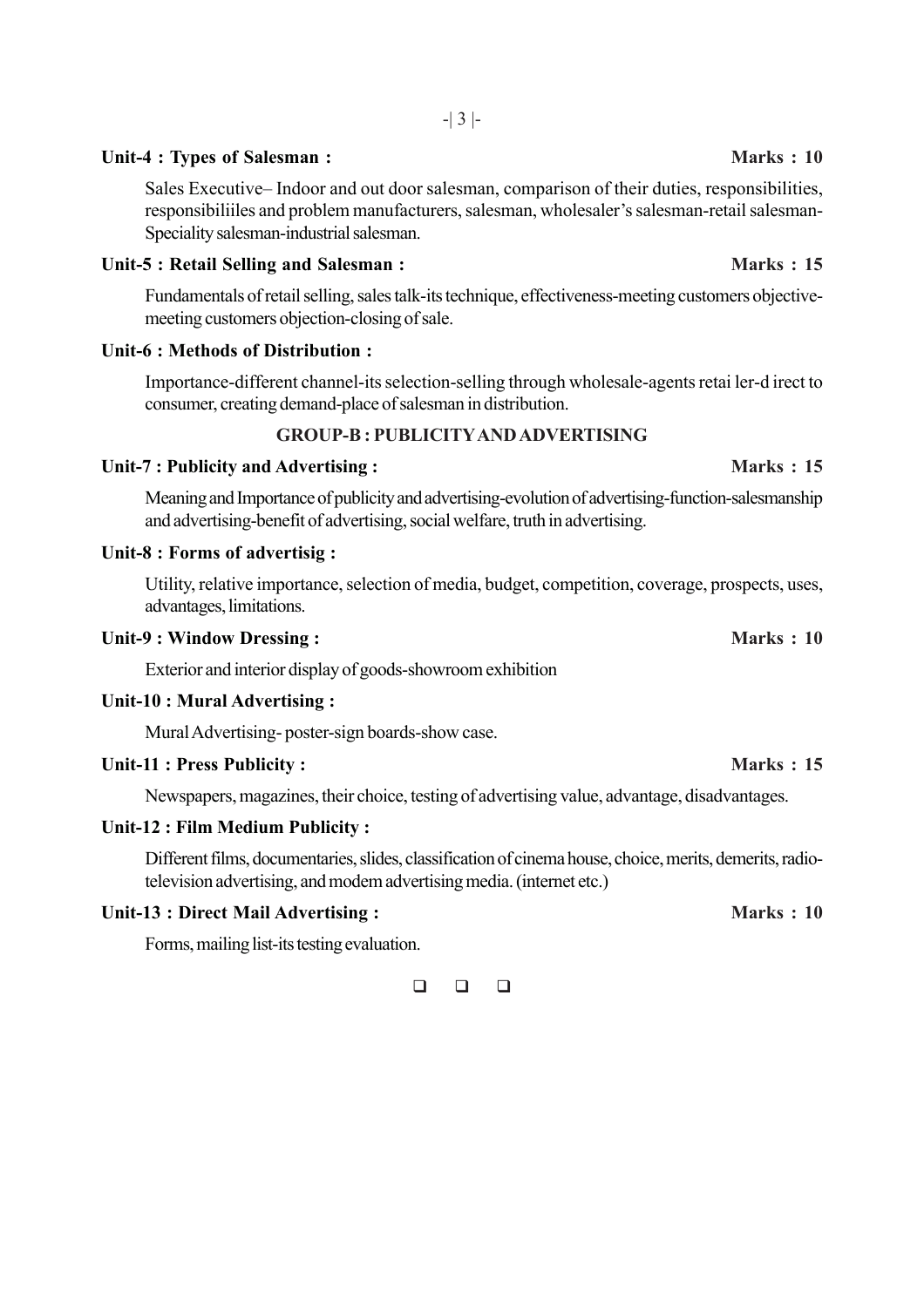**Unit-4 : Types of Salesman : Marks : 10**

Sales Executive– Indoor and out door salesman, comparison of their duties, responsibilities, responsibiliiles and problem manufacturers, salesman, wholesaler's salesman-retail salesman-Speciality salesman-industrial salesman.

**Unit-5 : Retail Selling and Salesman : Marks : 15**

Fundamentals of retail selling, sales talk-its technique, effectiveness-meeting customers objective-meeting customers objection-closing of sale.

**Unit-6 : Methods of Distribution :**

Importance-different channel-its selection-selling through wholesale-agents retai ler-d irect to consumer, creating demand-place of salesman in distribution.

## GROUP-B : PUBLICITY AND ADVERTISING

**Unit-7 : Publicity and Advertising : Marks : 15**

Meaning and Importance of publicity and advertising-evolution of advertising-function-salesmanship and advertising-benefit of advertising, social welfare, truth in advertising.

**Unit-8 : Forms of advertisig :**

Utility, relative importance, selection of media, budget, competition, coverage, prospects, uses, advantages, limitations.

**Unit-9 : Window Dressing : Marks : 10**

Exterior and interior display of goods-showroom exhibition

**Unit-10 : Mural Advertising :**

Mural Advertising- poster-sign boards-show case.

**Unit-11 : Press Publicity : Marks : 15**

Newspapers, magazines, their choice, testing of advertising value, advantage, disadvantages.

**Unit-12 : Film Medium Publicity :**

Different films, documentaries, slides, classification of cinema house, choice, merits, demerits, radio-television advertising, and modem advertising media. (internet etc.)

**Unit-13 : Direct Mail Advertising : Marks : 10**

Forms, mailing list-its testing evaluation.

❑ ❑ ❑